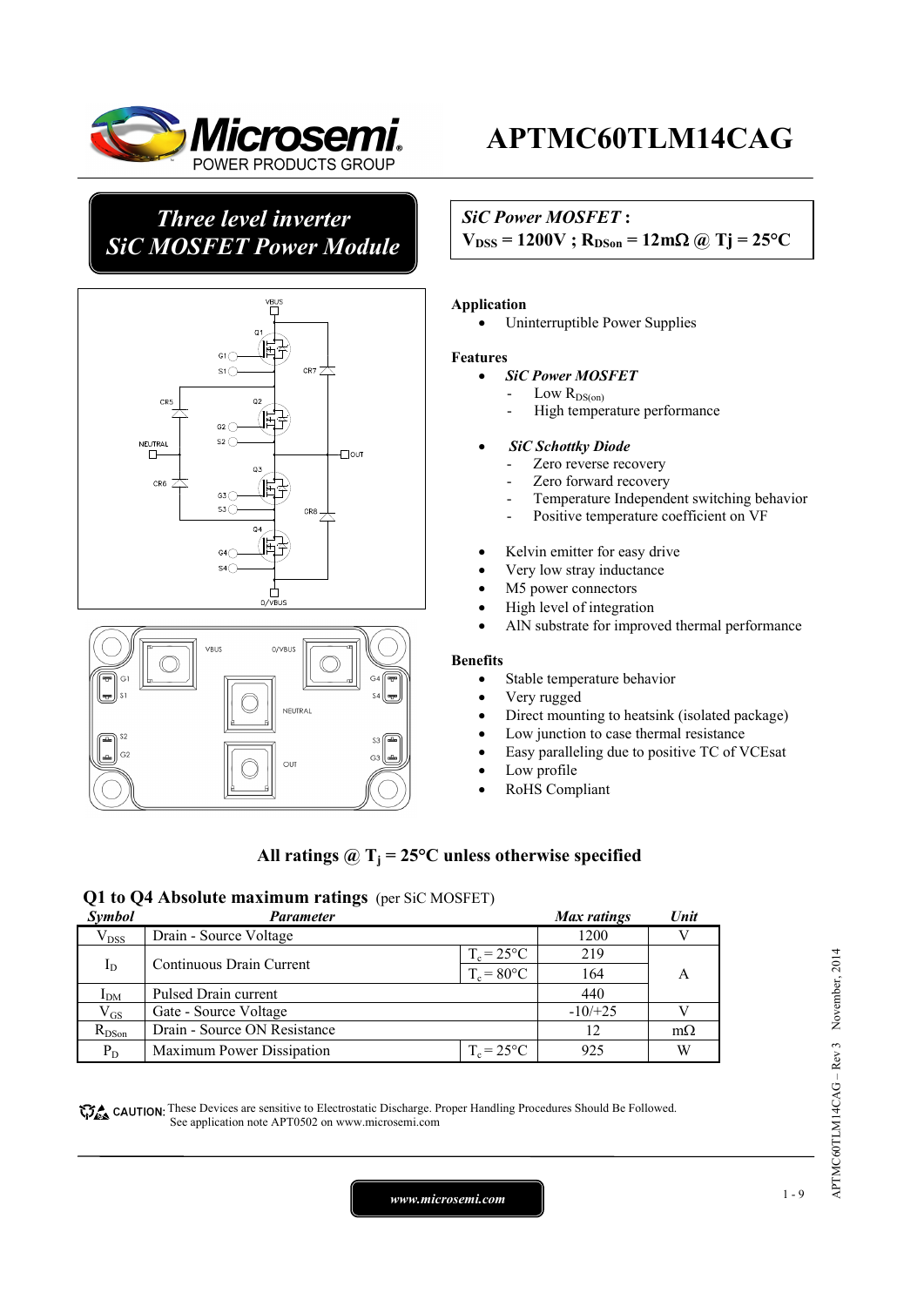# APTMC60TLM14CAG

## Three level inverter SiC MOSFET Power Module

***SiC Power MOSFET*** **:**
**$V_{DSS}$ = 1200V ; $R_{DSon}$ = 12mΩ @ Tj = 25°C**

**Application**

- Uninterruptible Power Supplies

**Features**

- ***SiC Power MOSFET***
  - Low $R_{DS(on)}$
  - High temperature performance
- ***SiC Schottky Diode***
  - Zero reverse recovery
  - Zero forward recovery
  - Temperature Independent switching behavior
  - Positive temperature coefficient on VF
- Kelvin emitter for easy drive
- Very low stray inductance
- M5 power connectors
- High level of integration
- AlN substrate for improved thermal performance

**Benefits**

- Stable temperature behavior
- Very rugged
- Direct mounting to heatsink (isolated package)
- Low junction to case thermal resistance
- Easy paralleling due to positive TC of VCEsat
- Low profile
- RoHS Compliant

**All ratings @ $T_j$ = 25°C unless otherwise specified**

### Q1 to Q4 Absolute maximum ratings (per SiC MOSFET)

| *Symbol* | *Parameter* | | *Max ratings* | *Unit* |
|---|---|---|---|---|
| $V_{DSS}$ | Drain - Source Voltage | | 1200 | V |
| $I_D$ | Continuous Drain Current | $T_c$ = 25°C | 219 | A |
| | | $T_c$ = 80°C | 164 | |
| $I_{DM}$ | Pulsed Drain current | | 440 | |
| $V_{GS}$ | Gate - Source Voltage | | -10/+25 | V |
| $R_{DSon}$ | Drain - Source ON Resistance | | 12 | mΩ |
| $P_D$ | Maximum Power Dissipation | $T_c$ = 25°C | 925 | W |

CAUTION: These Devices are sensitive to Electrostatic Discharge. Proper Handling Procedures Should Be Followed. See application note APT0502 on www.microsemi.com

www.microsemi.com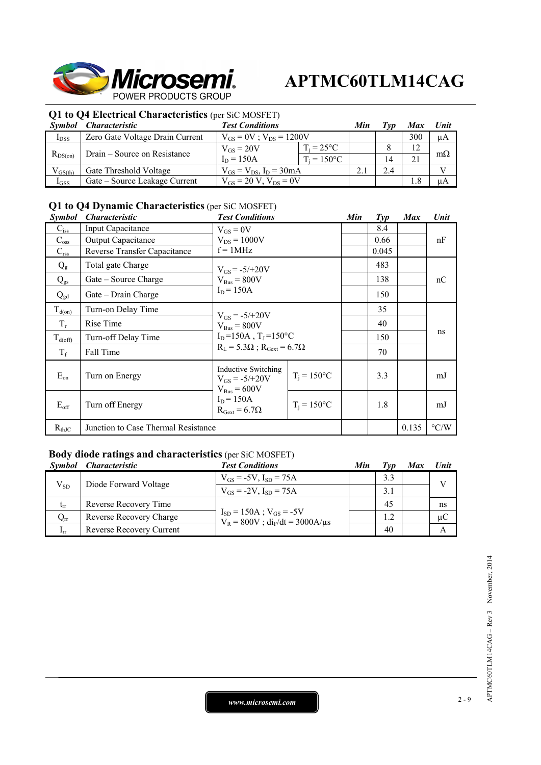## Q1 to Q4 Electrical Characteristics (per SiC MOSFET)

| Symbol | Characteristic | Test Conditions | | Min | Typ | Max | Unit |
|---|---|---|---|---|---|---|---|
| $I_{DSS}$ | Zero Gate Voltage Drain Current | $V_{GS} = 0V$ ; $V_{DS} = 1200V$ | | | | 300 | µA |
| $R_{DS(on)}$ | Drain – Source on Resistance | $V_{GS} = 20V$ $I_D = 150A$ | $T_j = 25°C$ | | 8 | 12 | mΩ |
| | | | $T_j = 150°C$ | | 14 | 21 | |
| $V_{GS(th)}$ | Gate Threshold Voltage | $V_{GS} = V_{DS}$, $I_D = 30mA$ | | 2.1 | 2.4 | | V |
| $I_{GSS}$ | Gate – Source Leakage Current | $V_{GS} = 20$ V, $V_{DS} = 0V$ | | | | 1.8 | µA |

## Q1 to Q4 Dynamic Characteristics (per SiC MOSFET)

| Symbol | Characteristic | Test Conditions | | Min | Typ | Max | Unit |
|---|---|---|---|---|---|---|---|
| $C_{iss}$ | Input Capacitance | $V_{GS} = 0V$ $V_{DS} = 1000V$ f = 1MHz | | | 8.4 | | nF |
| $C_{oss}$ | Output Capacitance | | | | 0.66 | | |
| $C_{rss}$ | Reverse Transfer Capacitance | | | | 0.045 | | |
| $Q_g$ | Total gate Charge | $V_{GS} = -5/+20V$ $V_{Bus} = 800V$ $I_D = 150A$ | | | 483 | | nC |
| $Q_{gs}$ | Gate – Source Charge | | | | 138 | | |
| $Q_{gd}$ | Gate – Drain Charge | | | | 150 | | |
| $T_{d(on)}$ | Turn-on Delay Time | $V_{GS} = -5/+20V$ $V_{Bus} = 800V$ $I_D = 150A$, $T_J = 150°C$ $R_L = 5.3\Omega$ ; $R_{Gext} = 6.7\Omega$ | | | 35 | | ns |
| $T_r$ | Rise Time | | | | 40 | | |
| $T_{d(off)}$ | Turn-off Delay Time | | | | 150 | | |
| $T_f$ | Fall Time | | | | 70 | | |
| $E_{on}$ | Turn on Energy | Inductive Switching $V_{GS} = -5/+20V$ $V_{Bus} = 600V$ $I_D = 150A$ $R_{Gext} = 6.7\Omega$ | $T_j = 150°C$ | | 3.3 | | mJ |
| $E_{off}$ | Turn off Energy | | $T_j = 150°C$ | | 1.8 | | mJ |
| $R_{thJC}$ | Junction to Case Thermal Resistance | | | | | 0.135 | °C/W |

## Body diode ratings and characteristics (per SiC MOSFET)

| Symbol | Characteristic | Test Conditions | Min | Typ | Max | Unit |
|---|---|---|---|---|---|---|
| $V_{SD}$ | Diode Forward Voltage | $V_{GS} = -5V$, $I_{SD} = 75A$ | | 3.3 | | V |
| | | $V_{GS} = -2V$, $I_{SD} = 75A$ | | 3.1 | | |
| $t_{rr}$ | Reverse Recovery Time | $I_{SD} = 150A$ ; $V_{GS} = -5V$ $V_R = 800V$ ; $di_F/dt = 3000A/µs$ | | 45 | | ns |
| $Q_{rr}$ | Reverse Recovery Charge | | | 1.2 | | µC |
| $I_{rr}$ | Reverse Recovery Current | | | 40 | | A |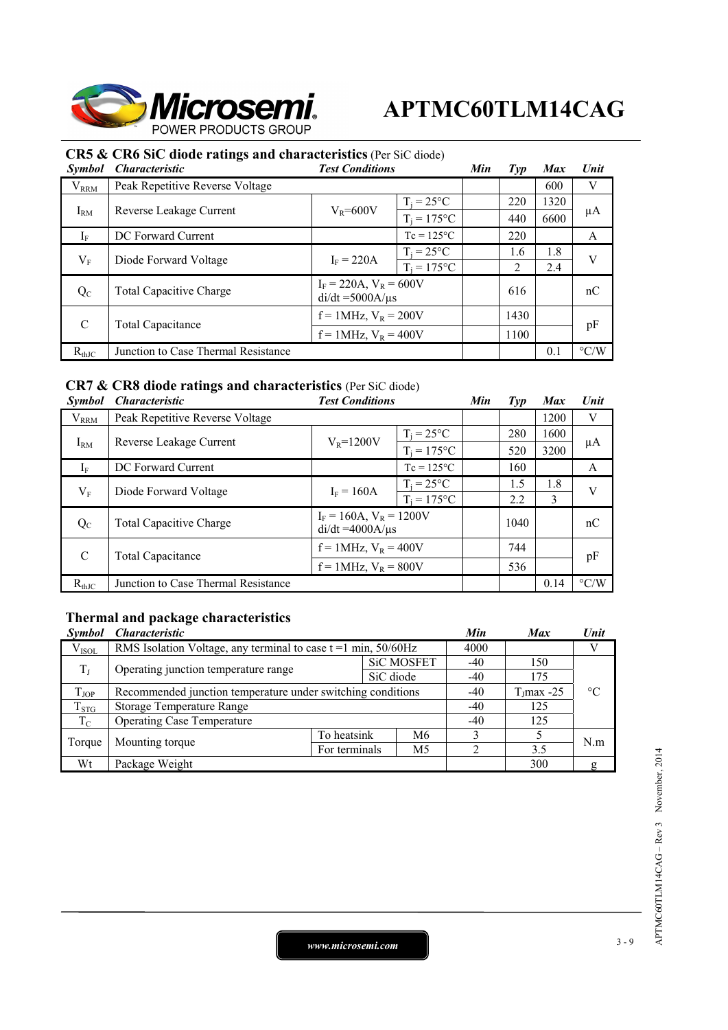## CR5 & CR6 SiC diode ratings and characteristics (Per SiC diode)

| Symbol | Characteristic | Test Conditions | | Min | Typ | Max | Unit |
|---|---|---|---|---|---|---|---|
| $V_{RRM}$ | Peak Repetitive Reverse Voltage | | | | | 600 | V |
| $I_{RM}$ | Reverse Leakage Current | $V_R$=600V | $T_j$ = 25°C | | 220 | 1320 | µA |
| | | | $T_j$ = 175°C | | 440 | 6600 | |
| $I_F$ | DC Forward Current | | Tc = 125°C | | 220 | | A |
| $V_F$ | Diode Forward Voltage | $I_F$ = 220A | $T_j$ = 25°C | | 1.6 | 1.8 | V |
| | | | $T_j$ = 175°C | | 2 | 2.4 | |
| $Q_C$ | Total Capacitive Charge | $I_F$ = 220A, $V_R$ = 600V di/dt =5000A/µs | | | 616 | | nC |
| C | Total Capacitance | f = 1MHz, $V_R$ = 200V | | | 1430 | | pF |
| | | f = 1MHz, $V_R$ = 400V | | | 1100 | | |
| $R_{thJC}$ | Junction to Case Thermal Resistance | | | | | 0.1 | °C/W |

## CR7 & CR8 diode ratings and characteristics (Per SiC diode)

| Symbol | Characteristic | Test Conditions | | Min | Typ | Max | Unit |
|---|---|---|---|---|---|---|---|
| $V_{RRM}$ | Peak Repetitive Reverse Voltage | | | | | 1200 | V |
| $I_{RM}$ | Reverse Leakage Current | $V_R$=1200V | $T_j$ = 25°C | | 280 | 1600 | µA |
| | | | $T_j$ = 175°C | | 520 | 3200 | |
| $I_F$ | DC Forward Current | | Tc = 125°C | | 160 | | A |
| $V_F$ | Diode Forward Voltage | $I_F$ = 160A | $T_j$ = 25°C | | 1.5 | 1.8 | V |
| | | | $T_j$ = 175°C | | 2.2 | 3 | |
| $Q_C$ | Total Capacitive Charge | $I_F$ = 160A, $V_R$ = 1200V di/dt =4000A/µs | | | 1040 | | nC |
| C | Total Capacitance | f = 1MHz, $V_R$ = 400V | | | 744 | | pF |
| | | f = 1MHz, $V_R$ = 800V | | | 536 | | |
| $R_{thJC}$ | Junction to Case Thermal Resistance | | | | | 0.14 | °C/W |

## Thermal and package characteristics

| Symbol | Characteristic | | | Min | Max | Unit |
|---|---|---|---|---|---|---|
| $V_{ISOL}$ | RMS Isolation Voltage, any terminal to case t =1 min, 50/60Hz | | | 4000 | | V |
| $T_J$ | Operating junction temperature range | SiC MOSFET | | -40 | 150 | °C |
| | | SiC diode | | -40 | 175 | |
| $T_{JOP}$ | Recommended junction temperature under switching conditions | | | -40 | $T_J$max -25 | |
| $T_{STG}$ | Storage Temperature Range | | | -40 | 125 | |
| $T_C$ | Operating Case Temperature | | | -40 | 125 | |
| Torque | Mounting torque | To heatsink | M6 | 3 | 5 | N.m |
| | | For terminals | M5 | 2 | 3.5 | |
| Wt | Package Weight | | | | 300 | g |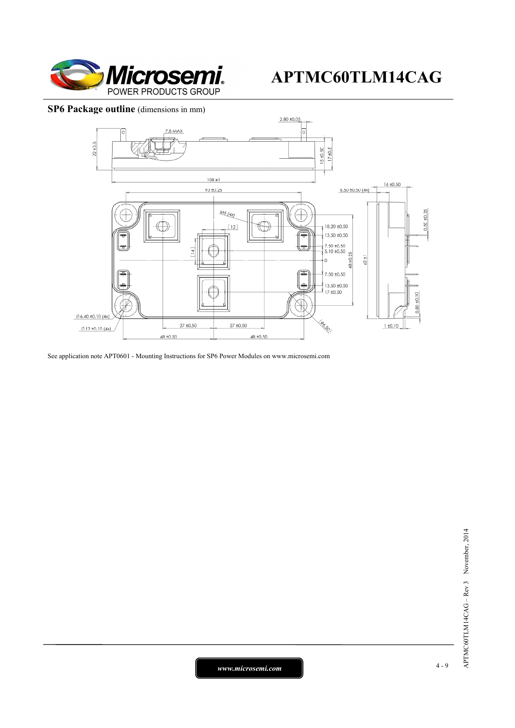## SP6 Package outline (dimensions in mm)

See application note APT0601 - Mounting Instructions for SP6 Power Modules on www.microsemi.com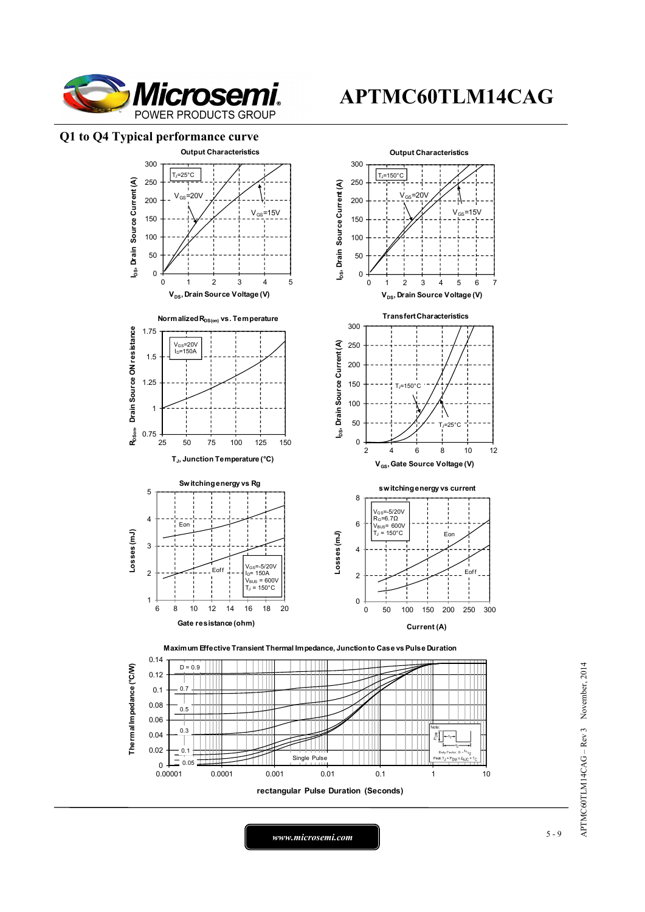## Q1 to Q4 Typical performance curve

**Output Characteristics**

$T_J$=25°C

$V_{GS}$=20V

$V_{GS}$=15V

$I_{DS}$, Drain Source Current (A)

$V_{DS}$, Drain Source Voltage (V)

**Output Characteristics**

$T_J$=150°C

$V_{GS}$=20V

$V_{GS}$=15V

$I_{DS}$, Drain Source Current (A)

$V_{DS}$, Drain Source Voltage (V)

**Normalized $R_{DS(on)}$ vs. Temperature**

$V_{GS}$=20V
$I_D$=150A

$R_{DSon}$, Drain Source ON resistance

$T_J$, Junction Temperature (°C)

**Transfert Characteristics**

$T_J$=150°C

$T_J$=25°C

$I_{DS}$, Drain Source Current (A)

$V_{GS}$, Gate Source Voltage (V)

**Switching energy vs Rg**

Eon

Eoff

$V_{GS}$=-5/20V
$I_D$= 150A
$V_{BUS}$ = 600V
$T_J$ = 150°C

Losses (mJ)

Gate resistance (ohm)

**switching energy vs current**

$V_{GS}$=-5/20V
$R_G$=6.7Ω
$V_{BUS}$= 600V
$T_J$ = 150°C

Eon

Eoff

Losses (mJ)

Current (A)

**Maximum Effective Transient Thermal Impedance, Junction to Case vs Pulse Duration**

D = 0.9, 0.7, 0.5, 0.3, 0.1, 0.05, Single Pulse

Thermal Impedance (°C/W)

rectangular Pulse Duration (Seconds)

Note: Duty Factor $D = t_1/t_2$; Peak $T_J = P_{DM} \times Z_{\theta JC} + T_C$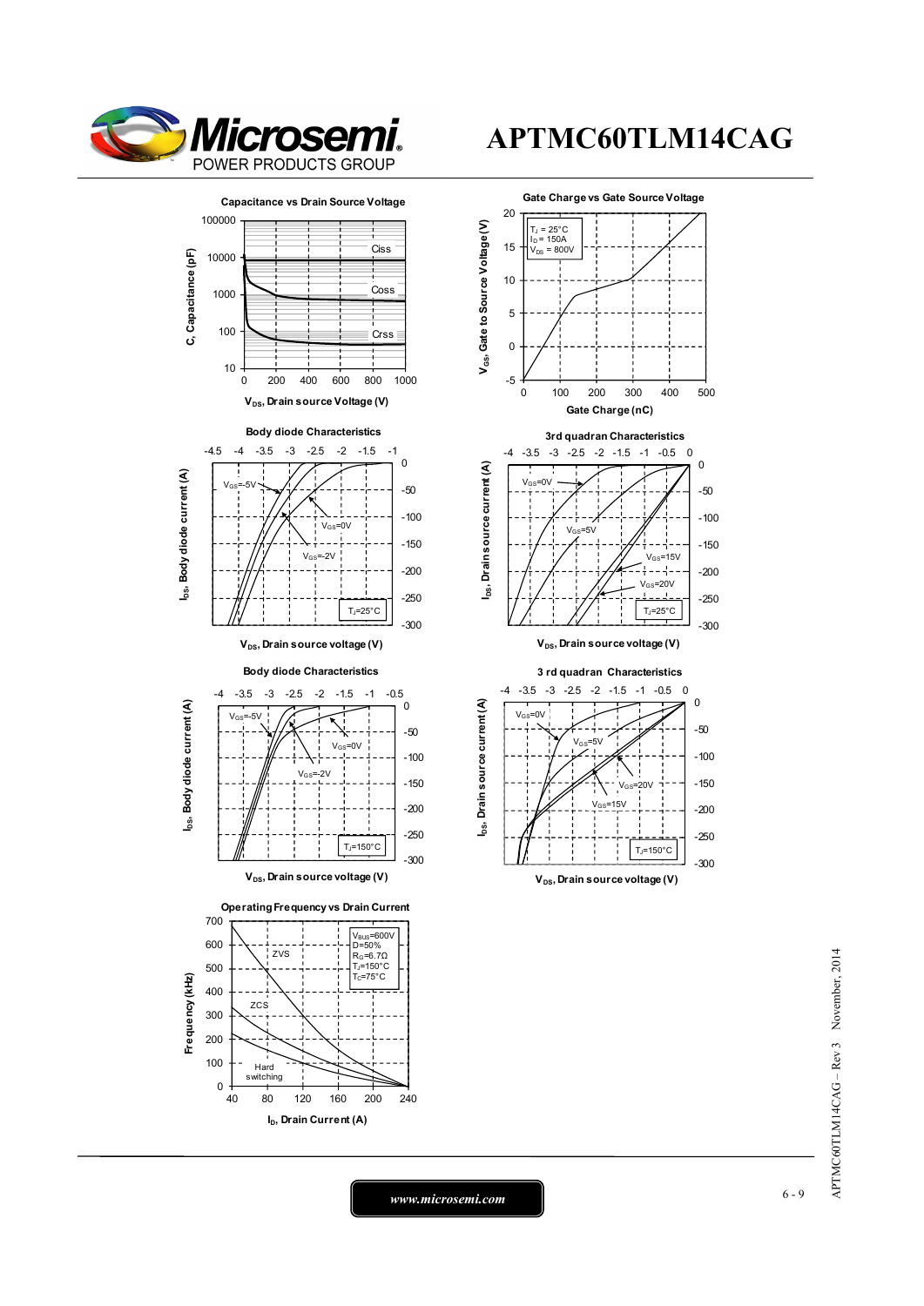# APTMC60TLM14CAG

**Capacitance vs Drain Source Voltage**

C, Capacitance (pF) — Ciss, Coss, Crss

$V_{DS}$, Drain source Voltage (V)

**Gate Charge vs Gate Source Voltage**

$T_J$ = 25°C
$I_D$ = 150A
$V_{DS}$ = 800V

$V_{GS}$, Gate to Source Voltage (V)

Gate Charge (nC)

**Body diode Characteristics**

$V_{GS}$=-5V, $V_{GS}$=0V, $V_{GS}$=-2V, $T_J$=25°C

$I_{DS}$, Body diode current (A)

$V_{DS}$, Drain source voltage (V)

**3rd quadran Characteristics**

$V_{GS}$=0V, $V_{GS}$=5V, $V_{GS}$=15V, $V_{GS}$=20V, $T_J$=25°C

$I_{DS}$, Drain source current (A)

$V_{DS}$, Drain source voltage (V)

**Body diode Characteristics**

$V_{GS}$=-5V, $V_{GS}$=0V, $V_{GS}$=-2V, $T_J$=150°C

$I_{DS}$, Body diode current (A)

$V_{DS}$, Drain source voltage (V)

**3 rd quadran Characteristics**

$V_{GS}$=0V, $V_{GS}$=5V, $V_{GS}$=20V, $V_{GS}$=15V, $T_J$=150°C

$I_{DS}$, Drain source current (A)

$V_{DS}$, Drain source voltage (V)

**Operating Frequency vs Drain Current**

$V_{BUS}$=600V
D=50%
$R_G$=6.7Ω
$T_J$=150°C
$T_C$=75°C

ZVS, ZCS, Hard switching

Frequency (kHz)

$I_D$, Drain Current (A)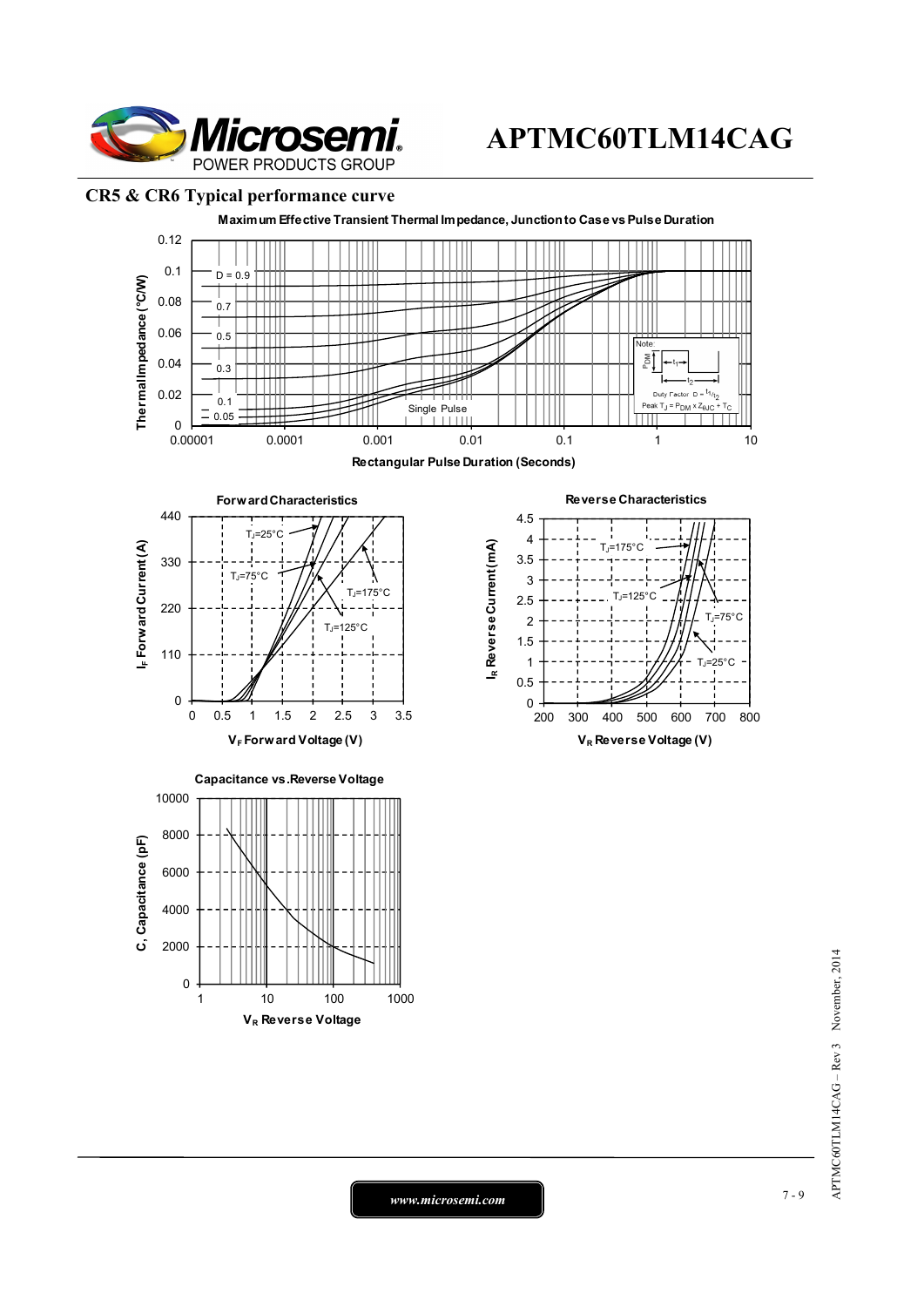## CR5 & CR6 Typical performance curve

**Maximum Effective Transient Thermal Impedance, Junction to Case vs Pulse Duration**

Thermal Impedance (°C/W) vs Rectangular Pulse Duration (Seconds)

D = 0.9, 0.7, 0.5, 0.3, 0.1, 0.05, Single Pulse

Note: Duty Factor $D = t_1/t_2$; Peak $T_J = P_{DM} \times Z_{\theta JC} + T_C$

**Forward Characteristics**

$I_F$ Forward Current (A) vs $V_F$ Forward Voltage (V)

$T_J$=25°C, $T_J$=75°C, $T_J$=125°C, $T_J$=175°C

**Reverse Characteristics**

$I_R$ Reverse Current (mA) vs $V_R$ Reverse Voltage (V)

$T_J$=175°C, $T_J$=125°C, $T_J$=75°C, $T_J$=25°C

**Capacitance vs. Reverse Voltage**

C, Capacitance (pF) vs $V_R$ Reverse Voltage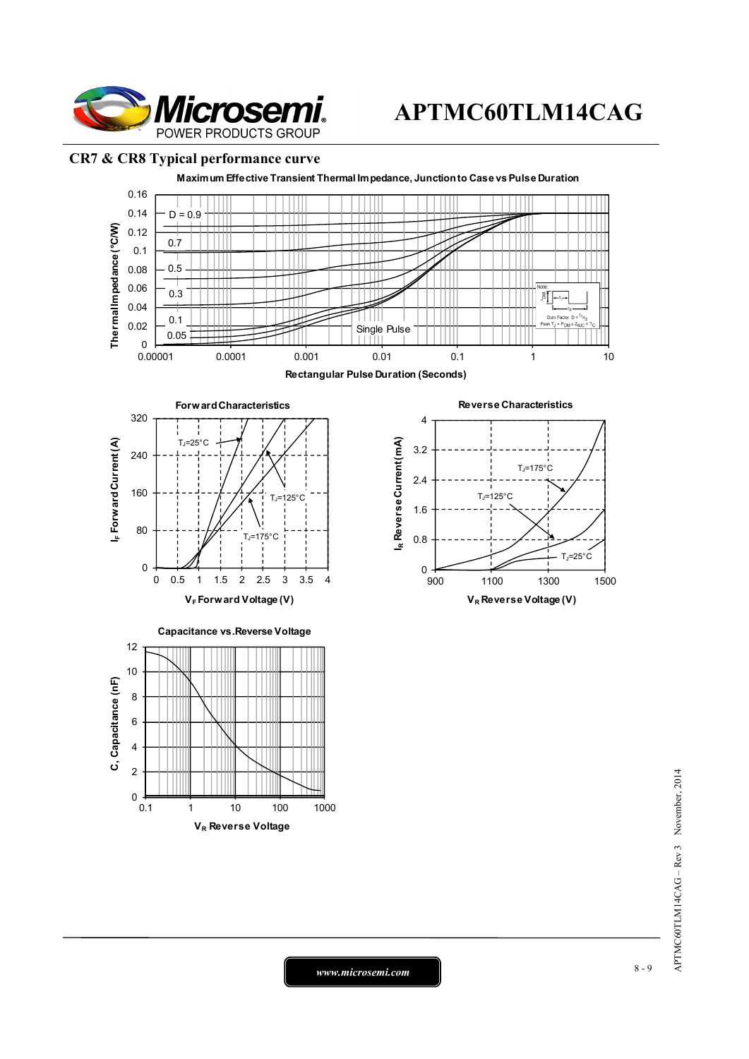## CR7 & CR8 Typical performance curve

Maximum Effective Transient Thermal Impedance, Junction to Case vs Pulse Duration

Forward Characteristics

Reverse Characteristics

Capacitance vs.Reverse Voltage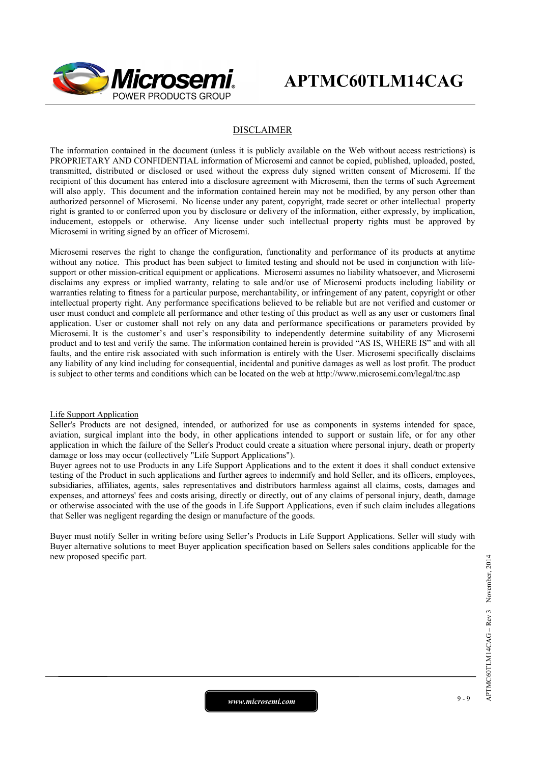## DISCLAIMER

The information contained in the document (unless it is publicly available on the Web without access restrictions) is PROPRIETARY AND CONFIDENTIAL information of Microsemi and cannot be copied, published, uploaded, posted, transmitted, distributed or disclosed or used without the express duly signed written consent of Microsemi. If the recipient of this document has entered into a disclosure agreement with Microsemi, then the terms of such Agreement will also apply. This document and the information contained herein may not be modified, by any person other than authorized personnel of Microsemi. No license under any patent, copyright, trade secret or other intellectual property right is granted to or conferred upon you by disclosure or delivery of the information, either expressly, by implication, inducement, estoppels or otherwise. Any license under such intellectual property rights must be approved by Microsemi in writing signed by an officer of Microsemi.

Microsemi reserves the right to change the configuration, functionality and performance of its products at anytime without any notice. This product has been subject to limited testing and should not be used in conjunction with life-support or other mission-critical equipment or applications. Microsemi assumes no liability whatsoever, and Microsemi disclaims any express or implied warranty, relating to sale and/or use of Microsemi products including liability or warranties relating to fitness for a particular purpose, merchantability, or infringement of any patent, copyright or other intellectual property right. Any performance specifications believed to be reliable but are not verified and customer or user must conduct and complete all performance and other testing of this product as well as any user or customers final application. User or customer shall not rely on any data and performance specifications or parameters provided by Microsemi. It is the customer's and user's responsibility to independently determine suitability of any Microsemi product and to test and verify the same. The information contained herein is provided "AS IS, WHERE IS" and with all faults, and the entire risk associated with such information is entirely with the User. Microsemi specifically disclaims any liability of any kind including for consequential, incidental and punitive damages as well as lost profit. The product is subject to other terms and conditions which can be located on the web at http://www.microsemi.com/legal/tnc.asp

### Life Support Application

Seller's Products are not designed, intended, or authorized for use as components in systems intended for space, aviation, surgical implant into the body, in other applications intended to support or sustain life, or for any other application in which the failure of the Seller's Product could create a situation where personal injury, death or property damage or loss may occur (collectively "Life Support Applications").

Buyer agrees not to use Products in any Life Support Applications and to the extent it does it shall conduct extensive testing of the Product in such applications and further agrees to indemnify and hold Seller, and its officers, employees, subsidiaries, affiliates, agents, sales representatives and distributors harmless against all claims, costs, damages and expenses, and attorneys' fees and costs arising, directly or directly, out of any claims of personal injury, death, damage or otherwise associated with the use of the goods in Life Support Applications, even if such claim includes allegations that Seller was negligent regarding the design or manufacture of the goods.

Buyer must notify Seller in writing before using Seller's Products in Life Support Applications. Seller will study with Buyer alternative solutions to meet Buyer application specification based on Sellers sales conditions applicable for the new proposed specific part.